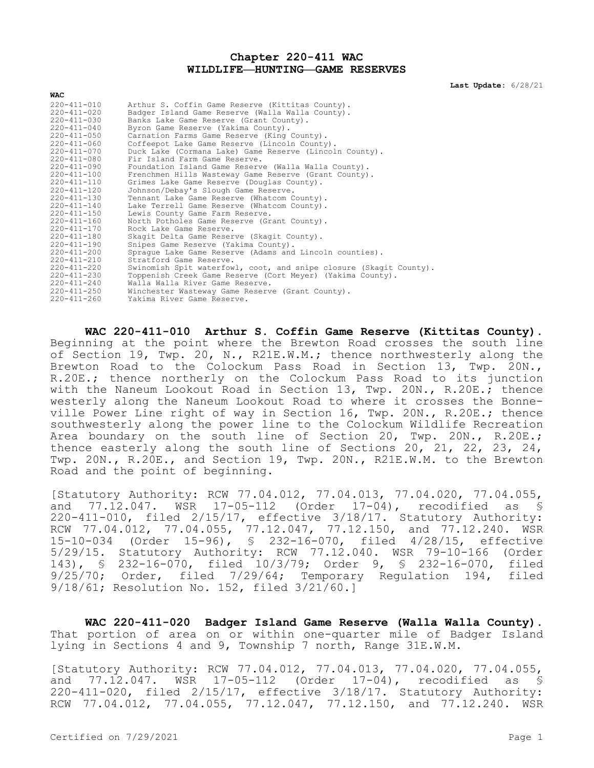# Chapter 220-411 WAC
# WILDLIFE—HUNTING—GAME RESERVES

**Last Update:** 6/28/21

**WAC**

| | |
|---|---|
| 220-411-010 | Arthur S. Coffin Game Reserve (Kittitas County). |
| 220-411-020 | Badger Island Game Reserve (Walla Walla County). |
| 220-411-030 | Banks Lake Game Reserve (Grant County). |
| 220-411-040 | Byron Game Reserve (Yakima County). |
| 220-411-050 | Carnation Farms Game Reserve (King County). |
| 220-411-060 | Coffeepot Lake Game Reserve (Lincoln County). |
| 220-411-070 | Duck Lake (Cormana Lake) Game Reserve (Lincoln County). |
| 220-411-080 | Fir Island Farm Game Reserve. |
| 220-411-090 | Foundation Island Game Reserve (Walla Walla County). |
| 220-411-100 | Frenchmen Hills Wasteway Game Reserve (Grant County). |
| 220-411-110 | Grimes Lake Game Reserve (Douglas County). |
| 220-411-120 | Johnson/Debay's Slough Game Reserve. |
| 220-411-130 | Tennant Lake Game Reserve (Whatcom County). |
| 220-411-140 | Lake Terrell Game Reserve (Whatcom County). |
| 220-411-150 | Lewis County Game Farm Reserve. |
| 220-411-160 | North Potholes Game Reserve (Grant County). |
| 220-411-170 | Rock Lake Game Reserve. |
| 220-411-180 | Skagit Delta Game Reserve (Skagit County). |
| 220-411-190 | Snipes Game Reserve (Yakima County). |
| 220-411-200 | Sprague Lake Game Reserve (Adams and Lincoln counties). |
| 220-411-210 | Stratford Game Reserve. |
| 220-411-220 | Swinomish Spit waterfowl, coot, and snipe closure (Skagit County). |
| 220-411-230 | Toppenish Creek Game Reserve (Cort Meyer) (Yakima County). |
| 220-411-240 | Walla Walla River Game Reserve. |
| 220-411-250 | Winchester Wasteway Game Reserve (Grant County). |
| 220-411-260 | Yakima River Game Reserve. |

**WAC 220-411-010 Arthur S. Coffin Game Reserve (Kittitas County).** Beginning at the point where the Brewton Road crosses the south line of Section 19, Twp. 20, N., R21E.W.M.; thence northwesterly along the Brewton Road to the Colockum Pass Road in Section 13, Twp. 20N., R.20E.; thence northerly on the Colockum Pass Road to its junction with the Naneum Lookout Road in Section 13, Twp. 20N., R.20E.; thence westerly along the Naneum Lookout Road to where it crosses the Bonneville Power Line right of way in Section 16, Twp. 20N., R.20E.; thence southwesterly along the power line to the Colockum Wildlife Recreation Area boundary on the south line of Section 20, Twp. 20N., R.20E.; thence easterly along the south line of Sections 20, 21, 22, 23, 24, Twp. 20N., R.20E., and Section 19, Twp. 20N., R21E.W.M. to the Brewton Road and the point of beginning.

[Statutory Authority: RCW 77.04.012, 77.04.013, 77.04.020, 77.04.055, and 77.12.047. WSR 17-05-112 (Order 17-04), recodified as § 220-411-010, filed 2/15/17, effective 3/18/17. Statutory Authority: RCW 77.04.012, 77.04.055, 77.12.047, 77.12.150, and 77.12.240. WSR 15-10-034 (Order 15-96), § 232-16-070, filed 4/28/15, effective 5/29/15. Statutory Authority: RCW 77.12.040. WSR 79-10-166 (Order 143), § 232-16-070, filed 10/3/79; Order 9, § 232-16-070, filed 9/25/70; Order, filed 7/29/64; Temporary Regulation 194, filed 9/18/61; Resolution No. 152, filed 3/21/60.]

**WAC 220-411-020 Badger Island Game Reserve (Walla Walla County).** That portion of area on or within one-quarter mile of Badger Island lying in Sections 4 and 9, Township 7 north, Range 31E.W.M.

[Statutory Authority: RCW 77.04.012, 77.04.013, 77.04.020, 77.04.055, and 77.12.047. WSR 17-05-112 (Order 17-04), recodified as § 220-411-020, filed 2/15/17, effective 3/18/17. Statutory Authority: RCW 77.04.012, 77.04.055, 77.12.047, 77.12.150, and 77.12.240. WSR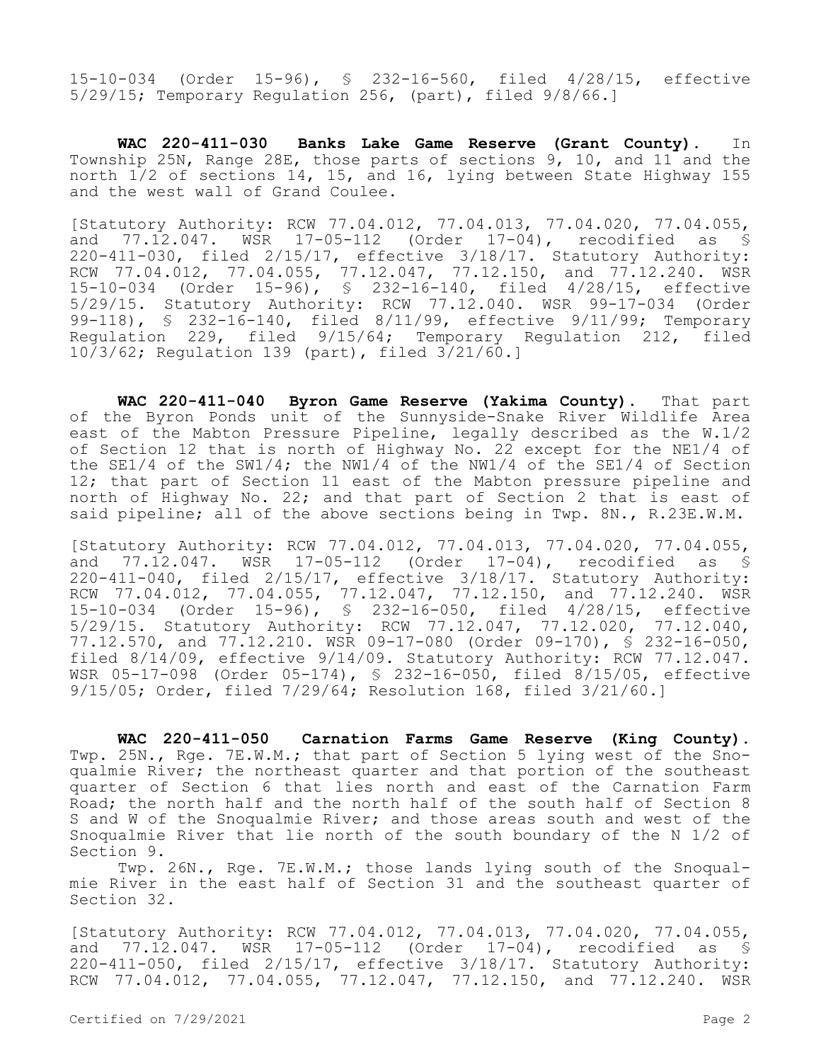15-10-034 (Order 15-96), § 232-16-560, filed 4/28/15, effective 5/29/15; Temporary Regulation 256, (part), filed 9/8/66.]

**WAC 220-411-030 Banks Lake Game Reserve (Grant County).** In Township 25N, Range 28E, those parts of sections 9, 10, and 11 and the north 1/2 of sections 14, 15, and 16, lying between State Highway 155 and the west wall of Grand Coulee.

[Statutory Authority: RCW 77.04.012, 77.04.013, 77.04.020, 77.04.055, and 77.12.047. WSR 17-05-112 (Order 17-04), recodified as § 220-411-030, filed 2/15/17, effective 3/18/17. Statutory Authority: RCW 77.04.012, 77.04.055, 77.12.047, 77.12.150, and 77.12.240. WSR 15-10-034 (Order 15-96), § 232-16-140, filed 4/28/15, effective 5/29/15. Statutory Authority: RCW 77.12.040. WSR 99-17-034 (Order 99-118), § 232-16-140, filed 8/11/99, effective 9/11/99; Temporary Regulation 229, filed 9/15/64; Temporary Regulation 212, filed 10/3/62; Regulation 139 (part), filed 3/21/60.]

**WAC 220-411-040 Byron Game Reserve (Yakima County).** That part of the Byron Ponds unit of the Sunnyside-Snake River Wildlife Area east of the Mabton Pressure Pipeline, legally described as the W.1/2 of Section 12 that is north of Highway No. 22 except for the NE1/4 of the SE1/4 of the SW1/4; the NW1/4 of the NW1/4 of the SE1/4 of Section 12; that part of Section 11 east of the Mabton pressure pipeline and north of Highway No. 22; and that part of Section 2 that is east of said pipeline; all of the above sections being in Twp. 8N., R.23E.W.M.

[Statutory Authority: RCW 77.04.012, 77.04.013, 77.04.020, 77.04.055, and 77.12.047. WSR 17-05-112 (Order 17-04), recodified as § 220-411-040, filed 2/15/17, effective 3/18/17. Statutory Authority: RCW 77.04.012, 77.04.055, 77.12.047, 77.12.150, and 77.12.240. WSR 15-10-034 (Order 15-96), § 232-16-050, filed 4/28/15, effective 5/29/15. Statutory Authority: RCW 77.12.047, 77.12.020, 77.12.040, 77.12.570, and 77.12.210. WSR 09-17-080 (Order 09-170), § 232-16-050, filed 8/14/09, effective 9/14/09. Statutory Authority: RCW 77.12.047. WSR 05-17-098 (Order 05-174), § 232-16-050, filed 8/15/05, effective 9/15/05; Order, filed 7/29/64; Resolution 168, filed 3/21/60.]

**WAC 220-411-050 Carnation Farms Game Reserve (King County).** Twp. 25N., Rge. 7E.W.M.; that part of Section 5 lying west of the Snoqualmie River; the northeast quarter and that portion of the southeast quarter of Section 6 that lies north and east of the Carnation Farm Road; the north half and the north half of the south half of Section 8 S and W of the Snoqualmie River; and those areas south and west of the Snoqualmie River that lie north of the south boundary of the N 1/2 of Section 9.

Twp. 26N., Rge. 7E.W.M.; those lands lying south of the Snoqualmie River in the east half of Section 31 and the southeast quarter of Section 32.

[Statutory Authority: RCW 77.04.012, 77.04.013, 77.04.020, 77.04.055, and 77.12.047. WSR 17-05-112 (Order 17-04), recodified as § 220-411-050, filed 2/15/17, effective 3/18/17. Statutory Authority: RCW 77.04.012, 77.04.055, 77.12.047, 77.12.150, and 77.12.240. WSR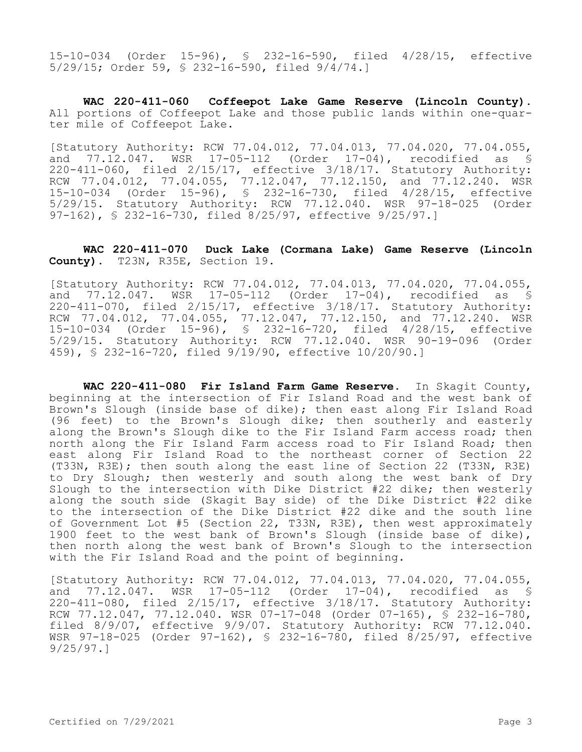15-10-034 (Order 15-96), § 232-16-590, filed 4/28/15, effective 5/29/15; Order 59, § 232-16-590, filed 9/4/74.]

**WAC 220-411-060 Coffeepot Lake Game Reserve (Lincoln County).** All portions of Coffeepot Lake and those public lands within one-quarter mile of Coffeepot Lake.

[Statutory Authority: RCW 77.04.012, 77.04.013, 77.04.020, 77.04.055, and 77.12.047. WSR 17-05-112 (Order 17-04), recodified as § 220-411-060, filed 2/15/17, effective 3/18/17. Statutory Authority: RCW 77.04.012, 77.04.055, 77.12.047, 77.12.150, and 77.12.240. WSR 15-10-034 (Order 15-96), § 232-16-730, filed 4/28/15, effective 5/29/15. Statutory Authority: RCW 77.12.040. WSR 97-18-025 (Order 97-162), § 232-16-730, filed 8/25/97, effective 9/25/97.]

**WAC 220-411-070 Duck Lake (Cormana Lake) Game Reserve (Lincoln County).** T23N, R35E, Section 19.

[Statutory Authority: RCW 77.04.012, 77.04.013, 77.04.020, 77.04.055, and 77.12.047. WSR 17-05-112 (Order 17-04), recodified as § 220-411-070, filed 2/15/17, effective 3/18/17. Statutory Authority: RCW 77.04.012, 77.04.055, 77.12.047, 77.12.150, and 77.12.240. WSR 15-10-034 (Order 15-96), § 232-16-720, filed 4/28/15, effective 5/29/15. Statutory Authority: RCW 77.12.040. WSR 90-19-096 (Order 459), § 232-16-720, filed 9/19/90, effective 10/20/90.]

**WAC 220-411-080 Fir Island Farm Game Reserve.** In Skagit County, beginning at the intersection of Fir Island Road and the west bank of Brown's Slough (inside base of dike); then east along Fir Island Road (96 feet) to the Brown's Slough dike; then southerly and easterly along the Brown's Slough dike to the Fir Island Farm access road; then north along the Fir Island Farm access road to Fir Island Road; then east along Fir Island Road to the northeast corner of Section 22 (T33N, R3E); then south along the east line of Section 22 (T33N, R3E) to Dry Slough; then westerly and south along the west bank of Dry Slough to the intersection with Dike District #22 dike; then westerly along the south side (Skagit Bay side) of the Dike District #22 dike to the intersection of the Dike District #22 dike and the south line of Government Lot #5 (Section 22, T33N, R3E), then west approximately 1900 feet to the west bank of Brown's Slough (inside base of dike), then north along the west bank of Brown's Slough to the intersection with the Fir Island Road and the point of beginning.

[Statutory Authority: RCW 77.04.012, 77.04.013, 77.04.020, 77.04.055, and 77.12.047. WSR 17-05-112 (Order 17-04), recodified as § 220-411-080, filed 2/15/17, effective 3/18/17. Statutory Authority: RCW 77.12.047, 77.12.040. WSR 07-17-048 (Order 07-165), § 232-16-780, filed 8/9/07, effective 9/9/07. Statutory Authority: RCW 77.12.040. WSR 97-18-025 (Order 97-162), § 232-16-780, filed 8/25/97, effective 9/25/97.]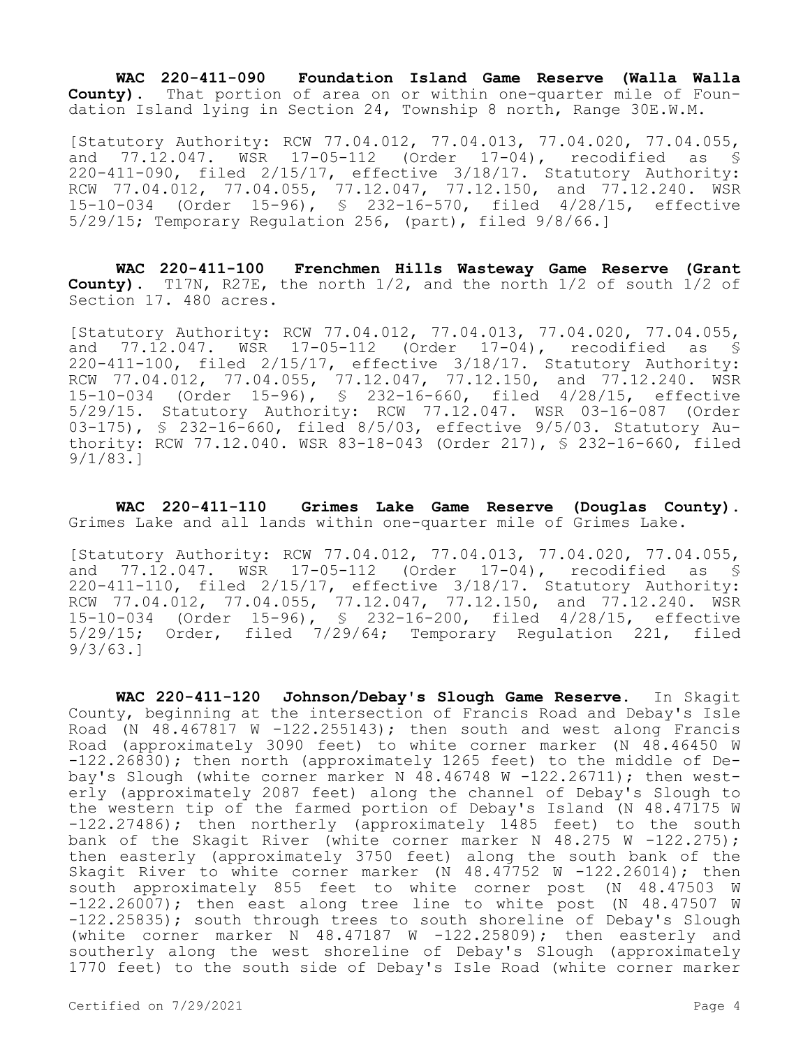**WAC 220-411-090 Foundation Island Game Reserve (Walla Walla County).** That portion of area on or within one-quarter mile of Foundation Island lying in Section 24, Township 8 north, Range 30E.W.M.

[Statutory Authority: RCW 77.04.012, 77.04.013, 77.04.020, 77.04.055, and 77.12.047. WSR 17-05-112 (Order 17-04), recodified as § 220-411-090, filed 2/15/17, effective 3/18/17. Statutory Authority: RCW 77.04.012, 77.04.055, 77.12.047, 77.12.150, and 77.12.240. WSR 15-10-034 (Order 15-96), § 232-16-570, filed 4/28/15, effective 5/29/15; Temporary Regulation 256, (part), filed 9/8/66.]

**WAC 220-411-100 Frenchmen Hills Wasteway Game Reserve (Grant County).** T17N, R27E, the north 1/2, and the north 1/2 of south 1/2 of Section 17. 480 acres.

[Statutory Authority: RCW 77.04.012, 77.04.013, 77.04.020, 77.04.055, and 77.12.047. WSR 17-05-112 (Order 17-04), recodified as § 220-411-100, filed 2/15/17, effective 3/18/17. Statutory Authority: RCW 77.04.012, 77.04.055, 77.12.047, 77.12.150, and 77.12.240. WSR 15-10-034 (Order 15-96), § 232-16-660, filed 4/28/15, effective 5/29/15. Statutory Authority: RCW 77.12.047. WSR 03-16-087 (Order 03-175), § 232-16-660, filed 8/5/03, effective 9/5/03. Statutory Authority: RCW 77.12.040. WSR 83-18-043 (Order 217), § 232-16-660, filed 9/1/83.]

**WAC 220-411-110 Grimes Lake Game Reserve (Douglas County).** Grimes Lake and all lands within one-quarter mile of Grimes Lake.

[Statutory Authority: RCW 77.04.012, 77.04.013, 77.04.020, 77.04.055, and 77.12.047. WSR 17-05-112 (Order 17-04), recodified as § 220-411-110, filed 2/15/17, effective 3/18/17. Statutory Authority: RCW 77.04.012, 77.04.055, 77.12.047, 77.12.150, and 77.12.240. WSR 15-10-034 (Order 15-96), § 232-16-200, filed 4/28/15, effective 5/29/15; Order, filed 7/29/64; Temporary Regulation 221, filed 9/3/63.]

**WAC 220-411-120 Johnson/Debay's Slough Game Reserve.** In Skagit County, beginning at the intersection of Francis Road and Debay's Isle Road (N 48.467817 W -122.255143); then south and west along Francis Road (approximately 3090 feet) to white corner marker (N 48.46450 W -122.26830); then north (approximately 1265 feet) to the middle of Debay's Slough (white corner marker N 48.46748 W -122.26711); then westerly (approximately 2087 feet) along the channel of Debay's Slough to the western tip of the farmed portion of Debay's Island (N 48.47175 W -122.27486); then northerly (approximately 1485 feet) to the south bank of the Skagit River (white corner marker N 48.275 W -122.275); then easterly (approximately 3750 feet) along the south bank of the Skagit River to white corner marker (N 48.47752 W -122.26014); then south approximately 855 feet to white corner post (N 48.47503 W -122.26007); then east along tree line to white post (N 48.47507 W -122.25835); south through trees to south shoreline of Debay's Slough (white corner marker N 48.47187 W -122.25809); then easterly and southerly along the west shoreline of Debay's Slough (approximately 1770 feet) to the south side of Debay's Isle Road (white corner marker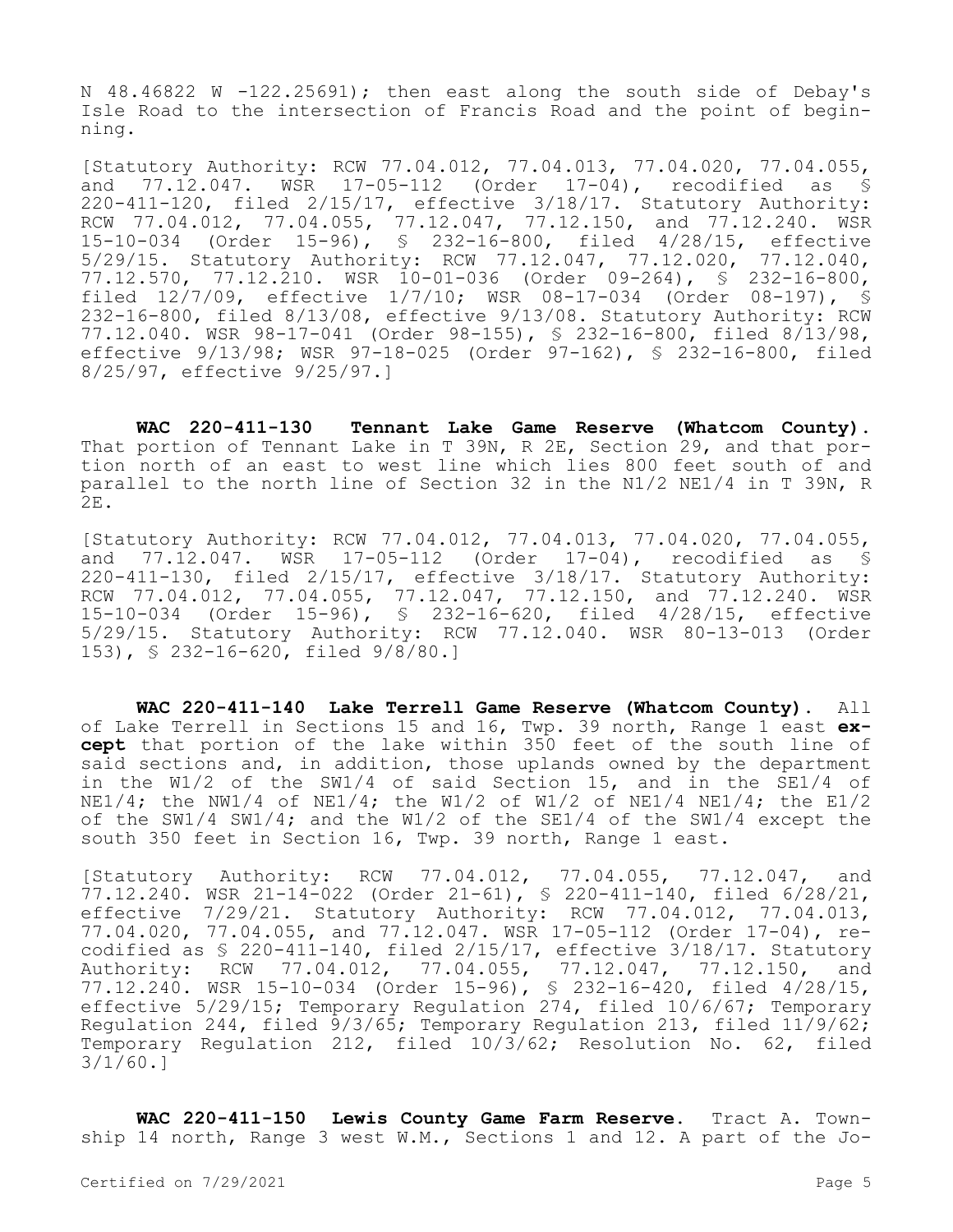N 48.46822 W -122.25691); then east along the south side of Debay's Isle Road to the intersection of Francis Road and the point of beginning.

[Statutory Authority: RCW 77.04.012, 77.04.013, 77.04.020, 77.04.055, and 77.12.047. WSR 17-05-112 (Order 17-04), recodified as § 220-411-120, filed 2/15/17, effective 3/18/17. Statutory Authority: RCW 77.04.012, 77.04.055, 77.12.047, 77.12.150, and 77.12.240. WSR 15-10-034 (Order 15-96), § 232-16-800, filed 4/28/15, effective 5/29/15. Statutory Authority: RCW 77.12.047, 77.12.020, 77.12.040, 77.12.570, 77.12.210. WSR 10-01-036 (Order 09-264), § 232-16-800, filed 12/7/09, effective 1/7/10; WSR 08-17-034 (Order 08-197), § 232-16-800, filed 8/13/08, effective 9/13/08. Statutory Authority: RCW 77.12.040. WSR 98-17-041 (Order 98-155), § 232-16-800, filed 8/13/98, effective 9/13/98; WSR 97-18-025 (Order 97-162), § 232-16-800, filed 8/25/97, effective 9/25/97.]

**WAC 220-411-130 Tennant Lake Game Reserve (Whatcom County).** That portion of Tennant Lake in T 39N, R 2E, Section 29, and that portion north of an east to west line which lies 800 feet south of and parallel to the north line of Section 32 in the N1/2 NE1/4 in T 39N, R 2E.

[Statutory Authority: RCW 77.04.012, 77.04.013, 77.04.020, 77.04.055, and 77.12.047. WSR 17-05-112 (Order 17-04), recodified as § 220-411-130, filed 2/15/17, effective 3/18/17. Statutory Authority: RCW 77.04.012, 77.04.055, 77.12.047, 77.12.150, and 77.12.240. WSR 15-10-034 (Order 15-96), § 232-16-620, filed 4/28/15, effective 5/29/15. Statutory Authority: RCW 77.12.040. WSR 80-13-013 (Order 153), § 232-16-620, filed 9/8/80.]

**WAC 220-411-140 Lake Terrell Game Reserve (Whatcom County).** All of Lake Terrell in Sections 15 and 16, Twp. 39 north, Range 1 east **except** that portion of the lake within 350 feet of the south line of said sections and, in addition, those uplands owned by the department in the W1/2 of the SW1/4 of said Section 15, and in the SE1/4 of NE1/4; the NW1/4 of NE1/4; the W1/2 of W1/2 of NE1/4 NE1/4; the E1/2 of the SW1/4 SW1/4; and the W1/2 of the SE1/4 of the SW1/4 except the south 350 feet in Section 16, Twp. 39 north, Range 1 east.

[Statutory Authority: RCW 77.04.012, 77.04.055, 77.12.047, and 77.12.240. WSR 21-14-022 (Order 21-61), § 220-411-140, filed 6/28/21, effective 7/29/21. Statutory Authority: RCW 77.04.012, 77.04.013, 77.04.020, 77.04.055, and 77.12.047. WSR 17-05-112 (Order 17-04), recodified as § 220-411-140, filed 2/15/17, effective 3/18/17. Statutory Authority: RCW 77.04.012, 77.04.055, 77.12.047, 77.12.150, and 77.12.240. WSR 15-10-034 (Order 15-96), § 232-16-420, filed 4/28/15, effective 5/29/15; Temporary Regulation 274, filed 10/6/67; Temporary Regulation 244, filed 9/3/65; Temporary Regulation 213, filed 11/9/62; Temporary Regulation 212, filed 10/3/62; Resolution No. 62, filed 3/1/60.]

**WAC 220-411-150 Lewis County Game Farm Reserve.** Tract A. Township 14 north, Range 3 west W.M., Sections 1 and 12. A part of the Jo-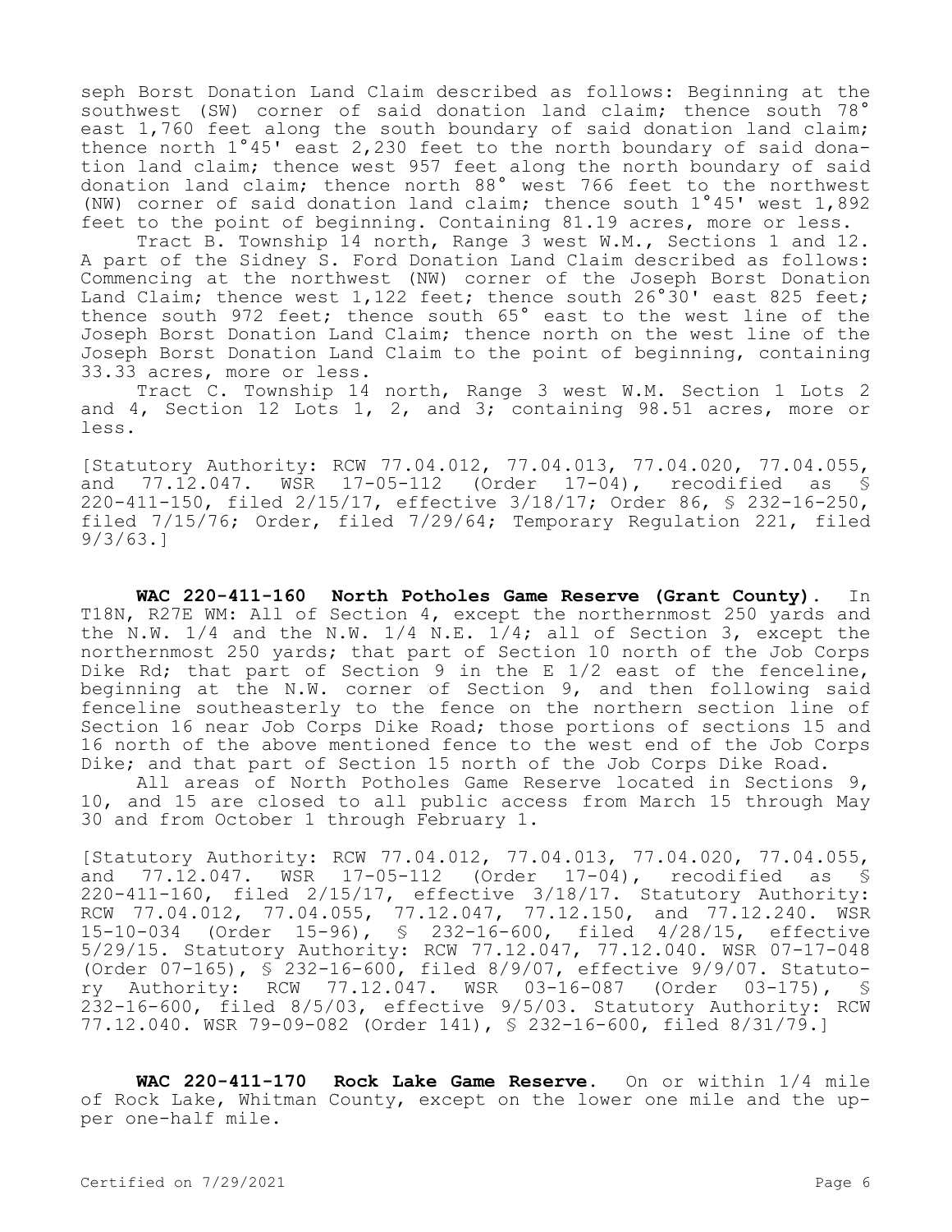seph Borst Donation Land Claim described as follows: Beginning at the southwest (SW) corner of said donation land claim; thence south 78° east 1,760 feet along the south boundary of said donation land claim; thence north 1°45' east 2,230 feet to the north boundary of said donation land claim; thence west 957 feet along the north boundary of said donation land claim; thence north 88° west 766 feet to the northwest (NW) corner of said donation land claim; thence south 1°45' west 1,892 feet to the point of beginning. Containing 81.19 acres, more or less.

Tract B. Township 14 north, Range 3 west W.M., Sections 1 and 12. A part of the Sidney S. Ford Donation Land Claim described as follows: Commencing at the northwest (NW) corner of the Joseph Borst Donation Land Claim; thence west 1,122 feet; thence south 26°30' east 825 feet; thence south 972 feet; thence south 65° east to the west line of the Joseph Borst Donation Land Claim; thence north on the west line of the Joseph Borst Donation Land Claim to the point of beginning, containing 33.33 acres, more or less.

Tract C. Township 14 north, Range 3 west W.M. Section 1 Lots 2 and 4, Section 12 Lots 1, 2, and 3; containing 98.51 acres, more or less.

[Statutory Authority: RCW 77.04.012, 77.04.013, 77.04.020, 77.04.055, and 77.12.047. WSR 17-05-112 (Order 17-04), recodified as § 220-411-150, filed 2/15/17, effective 3/18/17; Order 86, § 232-16-250, filed 7/15/76; Order, filed 7/29/64; Temporary Regulation 221, filed 9/3/63.]

**WAC 220-411-160 North Potholes Game Reserve (Grant County).** In T18N, R27E WM: All of Section 4, except the northernmost 250 yards and the N.W. 1/4 and the N.W. 1/4 N.E. 1/4; all of Section 3, except the northernmost 250 yards; that part of Section 10 north of the Job Corps Dike Rd; that part of Section 9 in the E 1/2 east of the fenceline, beginning at the N.W. corner of Section 9, and then following said fenceline southeasterly to the fence on the northern section line of Section 16 near Job Corps Dike Road; those portions of sections 15 and 16 north of the above mentioned fence to the west end of the Job Corps Dike; and that part of Section 15 north of the Job Corps Dike Road.

All areas of North Potholes Game Reserve located in Sections 9, 10, and 15 are closed to all public access from March 15 through May 30 and from October 1 through February 1.

[Statutory Authority: RCW 77.04.012, 77.04.013, 77.04.020, 77.04.055, and 77.12.047. WSR 17-05-112 (Order 17-04), recodified as § 220-411-160, filed 2/15/17, effective 3/18/17. Statutory Authority: RCW 77.04.012, 77.04.055, 77.12.047, 77.12.150, and 77.12.240. WSR 15-10-034 (Order 15-96), § 232-16-600, filed 4/28/15, effective 5/29/15. Statutory Authority: RCW 77.12.047, 77.12.040. WSR 07-17-048 (Order 07-165), § 232-16-600, filed 8/9/07, effective 9/9/07. Statutory Authority: RCW 77.12.047. WSR 03-16-087 (Order 03-175), § 232-16-600, filed 8/5/03, effective 9/5/03. Statutory Authority: RCW 77.12.040. WSR 79-09-082 (Order 141), § 232-16-600, filed 8/31/79.]

**WAC 220-411-170 Rock Lake Game Reserve.** On or within 1/4 mile of Rock Lake, Whitman County, except on the lower one mile and the upper one-half mile.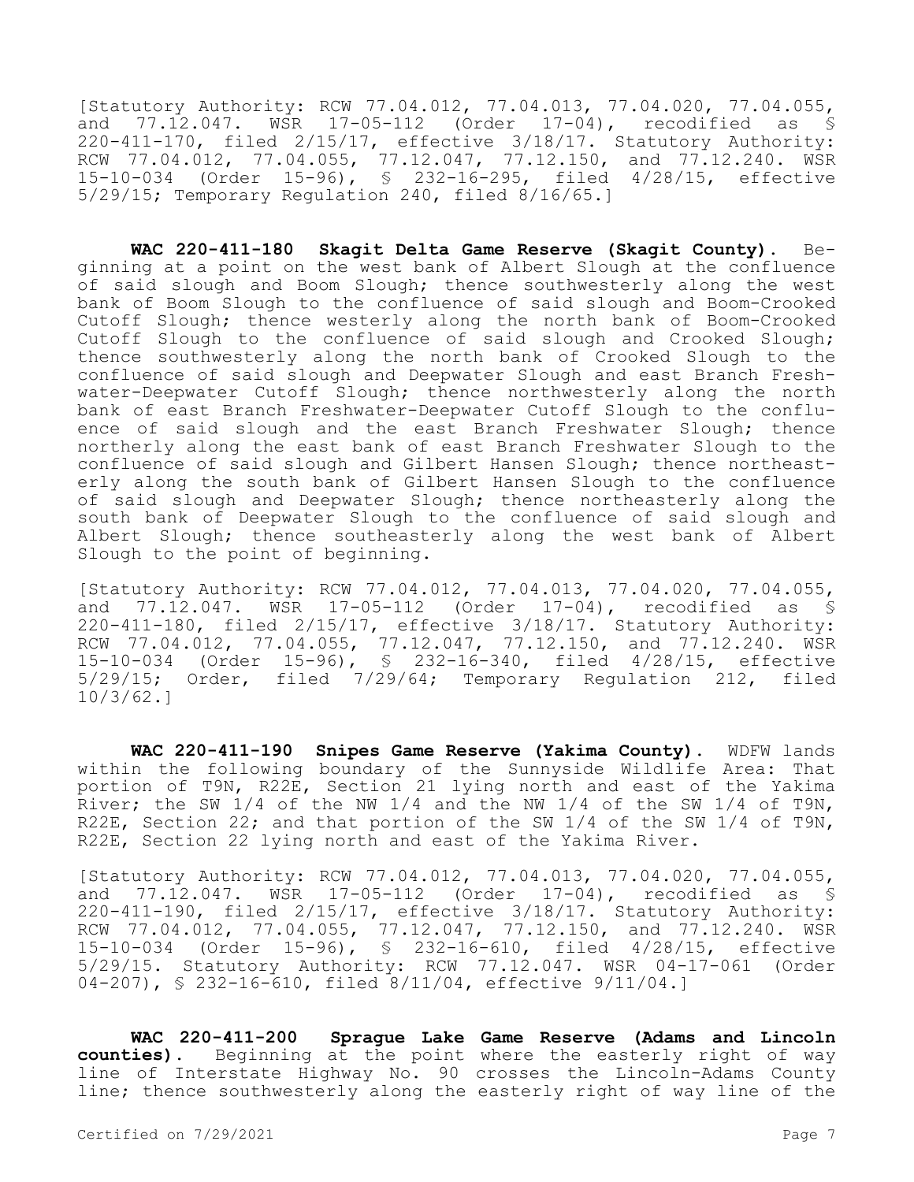[Statutory Authority: RCW 77.04.012, 77.04.013, 77.04.020, 77.04.055, and 77.12.047. WSR 17-05-112 (Order 17-04), recodified as § 220-411-170, filed 2/15/17, effective 3/18/17. Statutory Authority: RCW 77.04.012, 77.04.055, 77.12.047, 77.12.150, and 77.12.240. WSR 15-10-034 (Order 15-96), § 232-16-295, filed 4/28/15, effective 5/29/15; Temporary Regulation 240, filed 8/16/65.]

**WAC 220-411-180 Skagit Delta Game Reserve (Skagit County).** Beginning at a point on the west bank of Albert Slough at the confluence of said slough and Boom Slough; thence southwesterly along the west bank of Boom Slough to the confluence of said slough and Boom-Crooked Cutoff Slough; thence westerly along the north bank of Boom-Crooked Cutoff Slough to the confluence of said slough and Crooked Slough; thence southwesterly along the north bank of Crooked Slough to the confluence of said slough and Deepwater Slough and east Branch Freshwater-Deepwater Cutoff Slough; thence northwesterly along the north bank of east Branch Freshwater-Deepwater Cutoff Slough to the confluence of said slough and the east Branch Freshwater Slough; thence northerly along the east bank of east Branch Freshwater Slough to the confluence of said slough and Gilbert Hansen Slough; thence northeasterly along the south bank of Gilbert Hansen Slough to the confluence of said slough and Deepwater Slough; thence northeasterly along the south bank of Deepwater Slough to the confluence of said slough and Albert Slough; thence southeasterly along the west bank of Albert Slough to the point of beginning.

[Statutory Authority: RCW 77.04.012, 77.04.013, 77.04.020, 77.04.055, and 77.12.047. WSR 17-05-112 (Order 17-04), recodified as § 220-411-180, filed 2/15/17, effective 3/18/17. Statutory Authority: RCW 77.04.012, 77.04.055, 77.12.047, 77.12.150, and 77.12.240. WSR 15-10-034 (Order 15-96), § 232-16-340, filed 4/28/15, effective 5/29/15; Order, filed 7/29/64; Temporary Regulation 212, filed 10/3/62.]

**WAC 220-411-190 Snipes Game Reserve (Yakima County).** WDFW lands within the following boundary of the Sunnyside Wildlife Area: That portion of T9N, R22E, Section 21 lying north and east of the Yakima River; the SW 1/4 of the NW 1/4 and the NW 1/4 of the SW 1/4 of T9N, R22E, Section 22; and that portion of the SW 1/4 of the SW 1/4 of T9N, R22E, Section 22 lying north and east of the Yakima River.

[Statutory Authority: RCW 77.04.012, 77.04.013, 77.04.020, 77.04.055, and 77.12.047. WSR 17-05-112 (Order 17-04), recodified as § 220-411-190, filed 2/15/17, effective 3/18/17. Statutory Authority: RCW 77.04.012, 77.04.055, 77.12.047, 77.12.150, and 77.12.240. WSR 15-10-034 (Order 15-96), § 232-16-610, filed 4/28/15, effective 5/29/15. Statutory Authority: RCW 77.12.047. WSR 04-17-061 (Order 04-207), § 232-16-610, filed 8/11/04, effective 9/11/04.]

**WAC 220-411-200 Sprague Lake Game Reserve (Adams and Lincoln counties).** Beginning at the point where the easterly right of way line of Interstate Highway No. 90 crosses the Lincoln-Adams County line; thence southwesterly along the easterly right of way line of the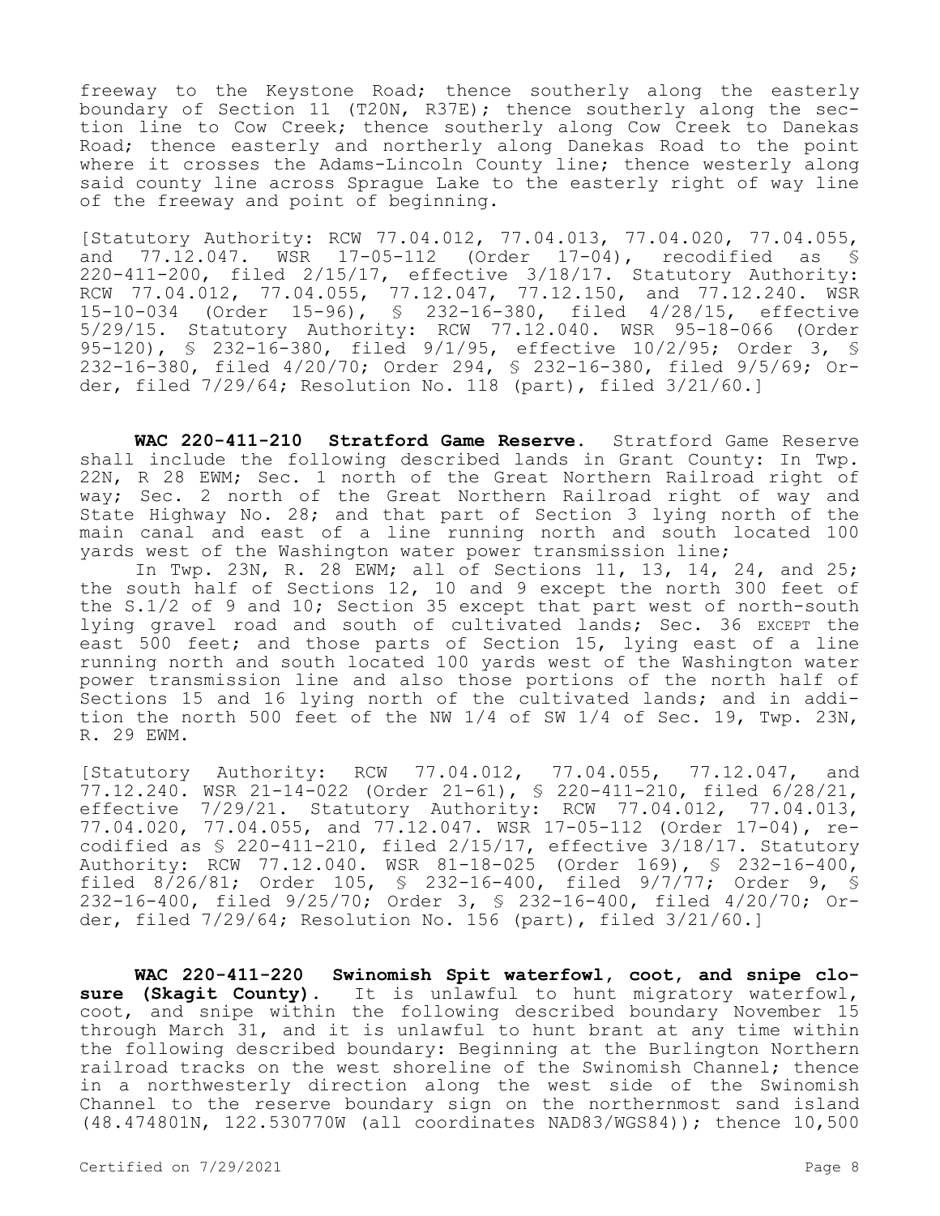freeway to the Keystone Road; thence southerly along the easterly boundary of Section 11 (T20N, R37E); thence southerly along the section line to Cow Creek; thence southerly along Cow Creek to Danekas Road; thence easterly and northerly along Danekas Road to the point where it crosses the Adams-Lincoln County line; thence westerly along said county line across Sprague Lake to the easterly right of way line of the freeway and point of beginning.

[Statutory Authority: RCW 77.04.012, 77.04.013, 77.04.020, 77.04.055, and 77.12.047. WSR 17-05-112 (Order 17-04), recodified as § 220-411-200, filed 2/15/17, effective 3/18/17. Statutory Authority: RCW 77.04.012, 77.04.055, 77.12.047, 77.12.150, and 77.12.240. WSR 15-10-034 (Order 15-96), § 232-16-380, filed 4/28/15, effective 5/29/15. Statutory Authority: RCW 77.12.040. WSR 95-18-066 (Order 95-120), § 232-16-380, filed 9/1/95, effective 10/2/95; Order 3, § 232-16-380, filed 4/20/70; Order 294, § 232-16-380, filed 9/5/69; Order, filed 7/29/64; Resolution No. 118 (part), filed 3/21/60.]

**WAC 220-411-210 Stratford Game Reserve.** Stratford Game Reserve shall include the following described lands in Grant County: In Twp. 22N, R 28 EWM; Sec. 1 north of the Great Northern Railroad right of way; Sec. 2 north of the Great Northern Railroad right of way and State Highway No. 28; and that part of Section 3 lying north of the main canal and east of a line running north and south located 100 yards west of the Washington water power transmission line;

In Twp. 23N, R. 28 EWM; all of Sections 11, 13, 14, 24, and 25; the south half of Sections 12, 10 and 9 except the north 300 feet of the S.1/2 of 9 and 10; Section 35 except that part west of north-south lying gravel road and south of cultivated lands; Sec. 36 EXCEPT the east 500 feet; and those parts of Section 15, lying east of a line running north and south located 100 yards west of the Washington water power transmission line and also those portions of the north half of Sections 15 and 16 lying north of the cultivated lands; and in addition the north 500 feet of the NW 1/4 of SW 1/4 of Sec. 19, Twp. 23N, R. 29 EWM.

[Statutory Authority: RCW 77.04.012, 77.04.055, 77.12.047, and 77.12.240. WSR 21-14-022 (Order 21-61), § 220-411-210, filed 6/28/21, effective 7/29/21. Statutory Authority: RCW 77.04.012, 77.04.013, 77.04.020, 77.04.055, and 77.12.047. WSR 17-05-112 (Order 17-04), recodified as § 220-411-210, filed 2/15/17, effective 3/18/17. Statutory Authority: RCW 77.12.040. WSR 81-18-025 (Order 169), § 232-16-400, filed 8/26/81; Order 105, § 232-16-400, filed 9/7/77; Order 9, § 232-16-400, filed 9/25/70; Order 3, § 232-16-400, filed 4/20/70; Order, filed 7/29/64; Resolution No. 156 (part), filed 3/21/60.]

**WAC 220-411-220 Swinomish Spit waterfowl, coot, and snipe closure (Skagit County).** It is unlawful to hunt migratory waterfowl, coot, and snipe within the following described boundary November 15 through March 31, and it is unlawful to hunt brant at any time within the following described boundary: Beginning at the Burlington Northern railroad tracks on the west shoreline of the Swinomish Channel; thence in a northwesterly direction along the west side of the Swinomish Channel to the reserve boundary sign on the northernmost sand island (48.474801N, 122.530770W (all coordinates NAD83/WGS84)); thence 10,500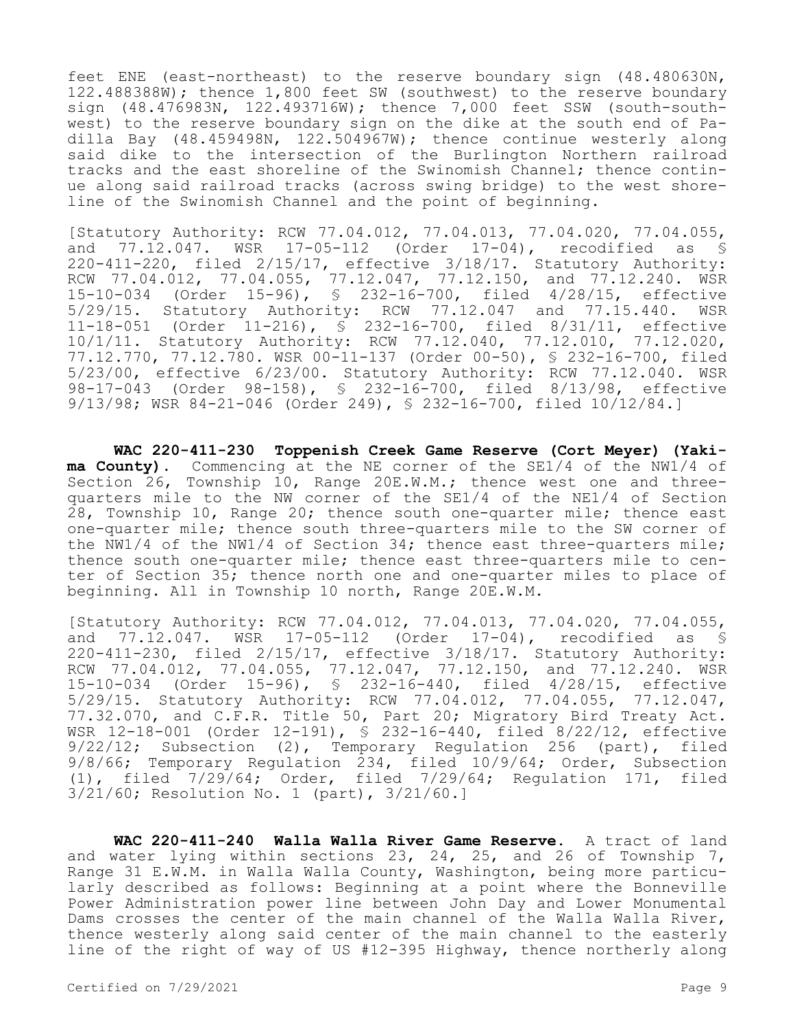feet ENE (east-northeast) to the reserve boundary sign (48.480630N, 122.488388W); thence 1,800 feet SW (southwest) to the reserve boundary sign (48.476983N, 122.493716W); thence 7,000 feet SSW (south-southwest) to the reserve boundary sign on the dike at the south end of Padilla Bay (48.459498N, 122.504967W); thence continue westerly along said dike to the intersection of the Burlington Northern railroad tracks and the east shoreline of the Swinomish Channel; thence continue along said railroad tracks (across swing bridge) to the west shoreline of the Swinomish Channel and the point of beginning.

[Statutory Authority: RCW 77.04.012, 77.04.013, 77.04.020, 77.04.055, and 77.12.047. WSR 17-05-112 (Order 17-04), recodified as § 220-411-220, filed 2/15/17, effective 3/18/17. Statutory Authority: RCW 77.04.012, 77.04.055, 77.12.047, 77.12.150, and 77.12.240. WSR 15-10-034 (Order 15-96), § 232-16-700, filed 4/28/15, effective 5/29/15. Statutory Authority: RCW 77.12.047 and 77.15.440. WSR 11-18-051 (Order 11-216), § 232-16-700, filed 8/31/11, effective 10/1/11. Statutory Authority: RCW 77.12.040, 77.12.010, 77.12.020, 77.12.770, 77.12.780. WSR 00-11-137 (Order 00-50), § 232-16-700, filed 5/23/00, effective 6/23/00. Statutory Authority: RCW 77.12.040. WSR 98-17-043 (Order 98-158), § 232-16-700, filed 8/13/98, effective 9/13/98; WSR 84-21-046 (Order 249), § 232-16-700, filed 10/12/84.]

**WAC 220-411-230 Toppenish Creek Game Reserve (Cort Meyer) (Yakima County).** Commencing at the NE corner of the SE1/4 of the NW1/4 of Section 26, Township 10, Range 20E.W.M.; thence west one and three-quarters mile to the NW corner of the SE1/4 of the NE1/4 of Section 28, Township 10, Range 20; thence south one-quarter mile; thence east one-quarter mile; thence south three-quarters mile to the SW corner of the NW1/4 of the NW1/4 of Section 34; thence east three-quarters mile; thence south one-quarter mile; thence east three-quarters mile to center of Section 35; thence north one and one-quarter miles to place of beginning. All in Township 10 north, Range 20E.W.M.

[Statutory Authority: RCW 77.04.012, 77.04.013, 77.04.020, 77.04.055, and 77.12.047. WSR 17-05-112 (Order 17-04), recodified as § 220-411-230, filed 2/15/17, effective 3/18/17. Statutory Authority: RCW 77.04.012, 77.04.055, 77.12.047, 77.12.150, and 77.12.240. WSR 15-10-034 (Order 15-96), § 232-16-440, filed 4/28/15, effective 5/29/15. Statutory Authority: RCW 77.04.012, 77.04.055, 77.12.047, 77.32.070, and C.F.R. Title 50, Part 20; Migratory Bird Treaty Act. WSR 12-18-001 (Order 12-191), § 232-16-440, filed 8/22/12, effective 9/22/12; Subsection (2), Temporary Regulation 256 (part), filed 9/8/66; Temporary Regulation 234, filed 10/9/64; Order, Subsection (1), filed 7/29/64; Order, filed 7/29/64; Regulation 171, filed 3/21/60; Resolution No. 1 (part), 3/21/60.]

**WAC 220-411-240 Walla Walla River Game Reserve.** A tract of land and water lying within sections 23, 24, 25, and 26 of Township 7, Range 31 E.W.M. in Walla Walla County, Washington, being more particularly described as follows: Beginning at a point where the Bonneville Power Administration power line between John Day and Lower Monumental Dams crosses the center of the main channel of the Walla Walla River, thence westerly along said center of the main channel to the easterly line of the right of way of US #12-395 Highway, thence northerly along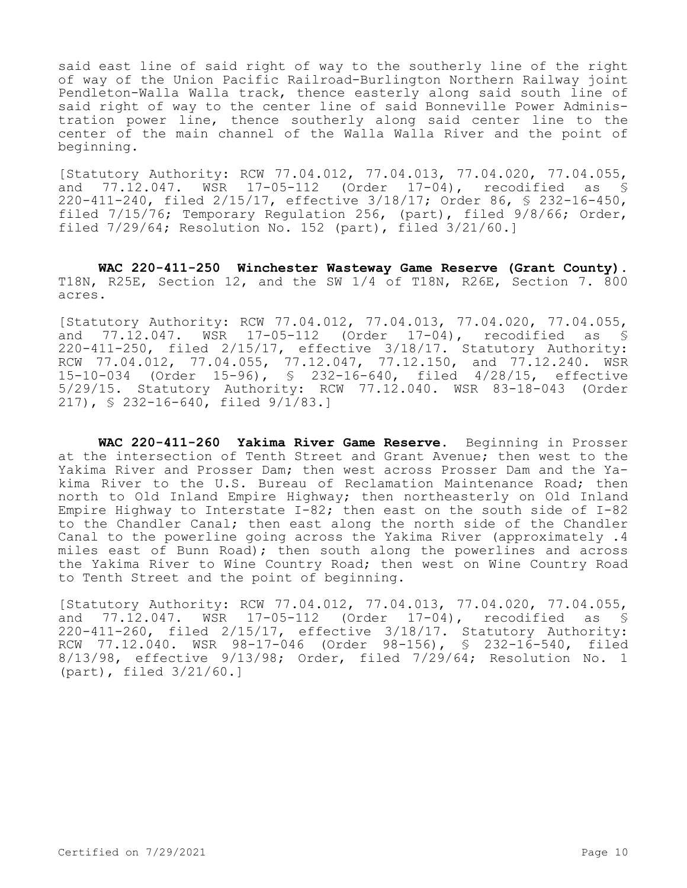said east line of said right of way to the southerly line of the right of way of the Union Pacific Railroad-Burlington Northern Railway joint Pendleton-Walla Walla track, thence easterly along said south line of said right of way to the center line of said Bonneville Power Administration power line, thence southerly along said center line to the center of the main channel of the Walla Walla River and the point of beginning.

[Statutory Authority: RCW 77.04.012, 77.04.013, 77.04.020, 77.04.055, and 77.12.047. WSR 17-05-112 (Order 17-04), recodified as § 220-411-240, filed 2/15/17, effective 3/18/17; Order 86, § 232-16-450, filed 7/15/76; Temporary Regulation 256, (part), filed 9/8/66; Order, filed 7/29/64; Resolution No. 152 (part), filed 3/21/60.]

**WAC 220-411-250 Winchester Wasteway Game Reserve (Grant County).** T18N, R25E, Section 12, and the SW 1/4 of T18N, R26E, Section 7. 800 acres.

[Statutory Authority: RCW 77.04.012, 77.04.013, 77.04.020, 77.04.055, and 77.12.047. WSR 17-05-112 (Order 17-04), recodified as § 220-411-250, filed 2/15/17, effective 3/18/17. Statutory Authority: RCW 77.04.012, 77.04.055, 77.12.047, 77.12.150, and 77.12.240. WSR 15-10-034 (Order 15-96), § 232-16-640, filed 4/28/15, effective 5/29/15. Statutory Authority: RCW 77.12.040. WSR 83-18-043 (Order 217), § 232-16-640, filed 9/1/83.]

**WAC 220-411-260 Yakima River Game Reserve.** Beginning in Prosser at the intersection of Tenth Street and Grant Avenue; then west to the Yakima River and Prosser Dam; then west across Prosser Dam and the Yakima River to the U.S. Bureau of Reclamation Maintenance Road; then north to Old Inland Empire Highway; then northeasterly on Old Inland Empire Highway to Interstate I-82; then east on the south side of I-82 to the Chandler Canal; then east along the north side of the Chandler Canal to the powerline going across the Yakima River (approximately .4 miles east of Bunn Road); then south along the powerlines and across the Yakima River to Wine Country Road; then west on Wine Country Road to Tenth Street and the point of beginning.

[Statutory Authority: RCW 77.04.012, 77.04.013, 77.04.020, 77.04.055, and 77.12.047. WSR 17-05-112 (Order 17-04), recodified as § 220-411-260, filed 2/15/17, effective 3/18/17. Statutory Authority: RCW 77.12.040. WSR 98-17-046 (Order 98-156), § 232-16-540, filed 8/13/98, effective 9/13/98; Order, filed 7/29/64; Resolution No. 1 (part), filed 3/21/60.]